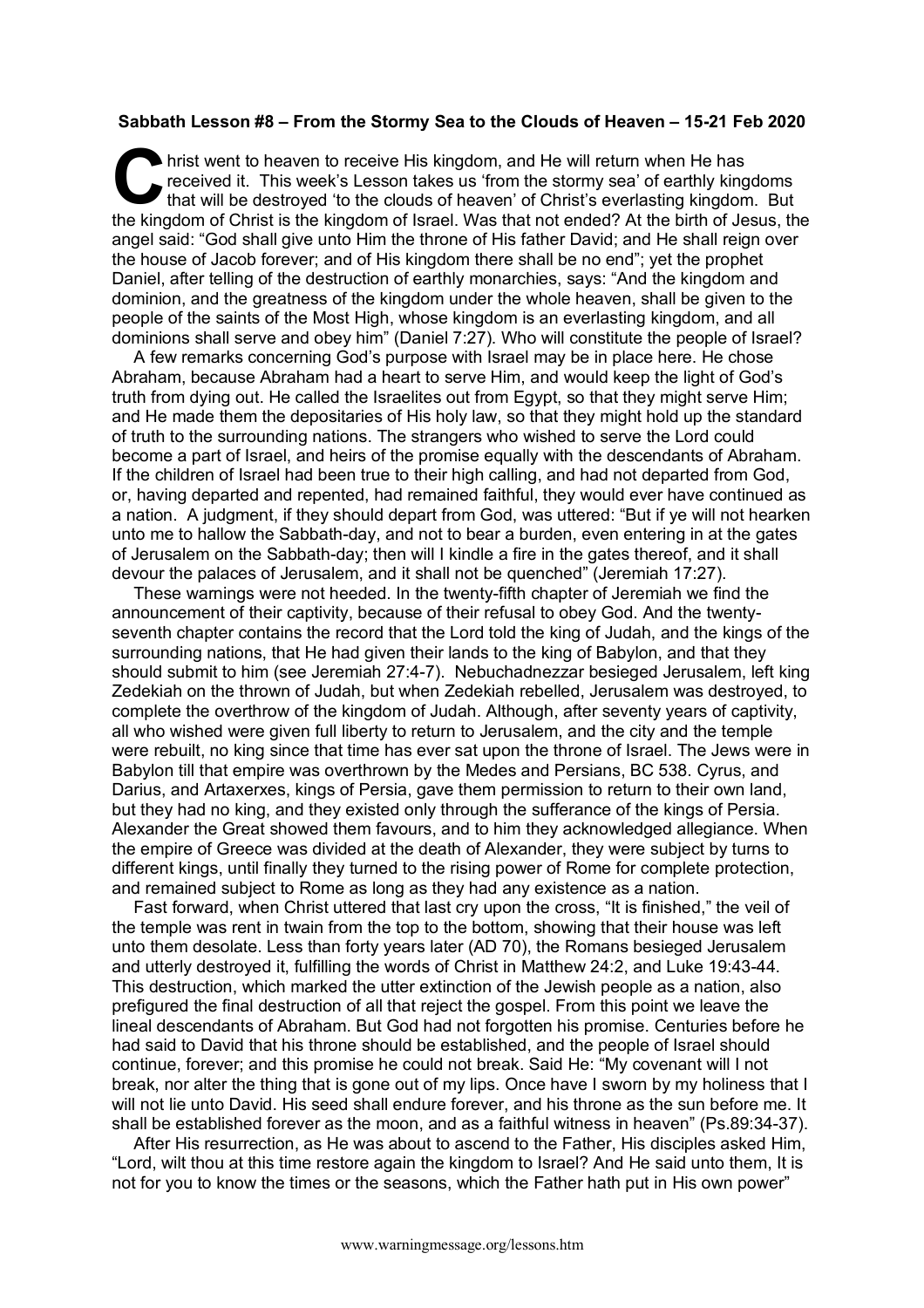**Sabbath Lesson #8 – From the Stormy Sea to the Clouds of Heaven – 15-21 Feb 2020**

Christ went to heaven to receive His kingdom, and He will return when He has received it. This week's Lesson takes us 'from the stormy sea' of earthly kingdoms that will be destroyed 'to the clouds of heaven' of Christ's everlasting kingdom. But the kingdom of Christ is the kingdom of Israel. Was that not ended? At the birth of Jesus, the angel said: "God shall give unto Him the throne of His father David; and He shall reign over the house of Jacob forever; and of His kingdom there shall be no end"; yet the prophet Daniel, after telling of the destruction of earthly monarchies, says: "And the kingdom and dominion, and the greatness of the kingdom under the whole heaven, shall be given to the people of the saints of the Most High, whose kingdom is an everlasting kingdom, and all dominions shall serve and obey him" (Daniel 7:27). Who will constitute the people of Israel?

A few remarks concerning God's purpose with Israel may be in place here. He chose Abraham, because Abraham had a heart to serve Him, and would keep the light of God's truth from dying out. He called the Israelites out from Egypt, so that they might serve Him; and He made them the depositaries of His holy law, so that they might hold up the standard of truth to the surrounding nations. The strangers who wished to serve the Lord could become a part of Israel, and heirs of the promise equally with the descendants of Abraham. If the children of Israel had been true to their high calling, and had not departed from God, or, having departed and repented, had remained faithful, they would ever have continued as a nation. A judgment, if they should depart from God, was uttered: "But if ye will not hearken unto me to hallow the Sabbath-day, and not to bear a burden, even entering in at the gates of Jerusalem on the Sabbath-day; then will I kindle a fire in the gates thereof, and it shall devour the palaces of Jerusalem, and it shall not be quenched" (Jeremiah 17:27).

These warnings were not heeded. In the twenty-fifth chapter of Jeremiah we find the announcement of their captivity, because of their refusal to obey God. And the twenty-seventh chapter contains the record that the Lord told the king of Judah, and the kings of the surrounding nations, that He had given their lands to the king of Babylon, and that they should submit to him (see Jeremiah 27:4-7). Nebuchadnezzar besieged Jerusalem, left king Zedekiah on the thrown of Judah, but when Zedekiah rebelled, Jerusalem was destroyed, to complete the overthrow of the kingdom of Judah. Although, after seventy years of captivity, all who wished were given full liberty to return to Jerusalem, and the city and the temple were rebuilt, no king since that time has ever sat upon the throne of Israel. The Jews were in Babylon till that empire was overthrown by the Medes and Persians, BC 538. Cyrus, and Darius, and Artaxerxes, kings of Persia, gave them permission to return to their own land, but they had no king, and they existed only through the sufferance of the kings of Persia. Alexander the Great showed them favours, and to him they acknowledged allegiance. When the empire of Greece was divided at the death of Alexander, they were subject by turns to different kings, until finally they turned to the rising power of Rome for complete protection, and remained subject to Rome as long as they had any existence as a nation.

Fast forward, when Christ uttered that last cry upon the cross, "It is finished," the veil of the temple was rent in twain from the top to the bottom, showing that their house was left unto them desolate. Less than forty years later (AD 70), the Romans besieged Jerusalem and utterly destroyed it, fulfilling the words of Christ in Matthew 24:2, and Luke 19:43-44. This destruction, which marked the utter extinction of the Jewish people as a nation, also prefigured the final destruction of all that reject the gospel. From this point we leave the lineal descendants of Abraham. But God had not forgotten his promise. Centuries before he had said to David that his throne should be established, and the people of Israel should continue, forever; and this promise he could not break. Said He: "My covenant will I not break, nor alter the thing that is gone out of my lips. Once have I sworn by my holiness that I will not lie unto David. His seed shall endure forever, and his throne as the sun before me. It shall be established forever as the moon, and as a faithful witness in heaven" (Ps.89:34-37).

After His resurrection, as He was about to ascend to the Father, His disciples asked Him, "Lord, wilt thou at this time restore again the kingdom to Israel? And He said unto them, It is not for you to know the times or the seasons, which the Father hath put in His own power"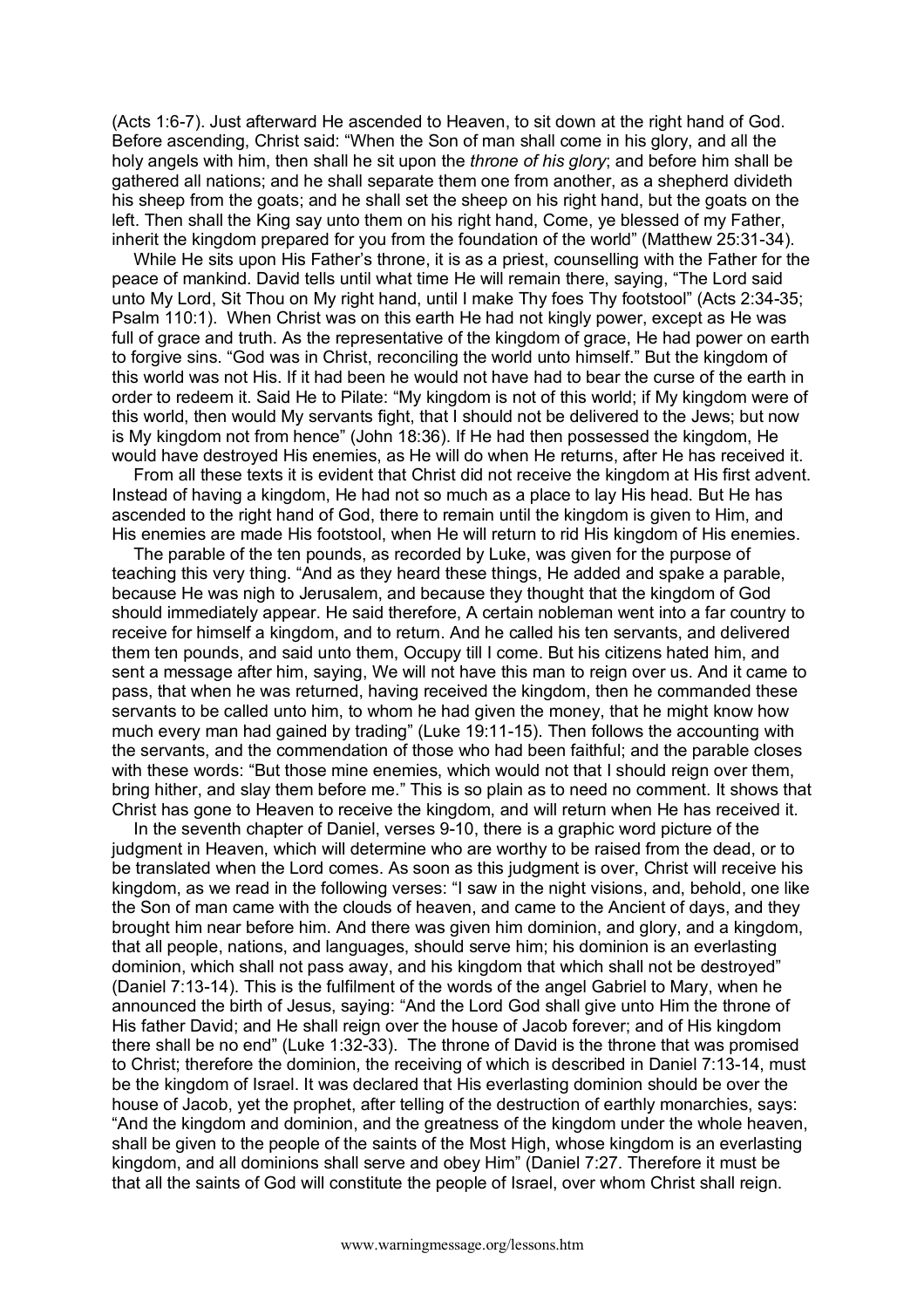(Acts 1:6-7). Just afterward He ascended to Heaven, to sit down at the right hand of God. Before ascending, Christ said: "When the Son of man shall come in his glory, and all the holy angels with him, then shall he sit upon the *throne of his glory*; and before him shall be gathered all nations; and he shall separate them one from another, as a shepherd divideth his sheep from the goats; and he shall set the sheep on his right hand, but the goats on the left. Then shall the King say unto them on his right hand, Come, ye blessed of my Father, inherit the kingdom prepared for you from the foundation of the world" (Matthew 25:31-34).

While He sits upon His Father's throne, it is as a priest, counselling with the Father for the peace of mankind. David tells until what time He will remain there, saying, "The Lord said unto My Lord, Sit Thou on My right hand, until I make Thy foes Thy footstool" (Acts 2:34-35; Psalm 110:1). When Christ was on this earth He had not kingly power, except as He was full of grace and truth. As the representative of the kingdom of grace, He had power on earth to forgive sins. "God was in Christ, reconciling the world unto himself." But the kingdom of this world was not His. If it had been he would not have had to bear the curse of the earth in order to redeem it. Said He to Pilate: "My kingdom is not of this world; if My kingdom were of this world, then would My servants fight, that I should not be delivered to the Jews; but now is My kingdom not from hence" (John 18:36). If He had then possessed the kingdom, He would have destroyed His enemies, as He will do when He returns, after He has received it.

From all these texts it is evident that Christ did not receive the kingdom at His first advent. Instead of having a kingdom, He had not so much as a place to lay His head. But He has ascended to the right hand of God, there to remain until the kingdom is given to Him, and His enemies are made His footstool, when He will return to rid His kingdom of His enemies.

The parable of the ten pounds, as recorded by Luke, was given for the purpose of teaching this very thing. "And as they heard these things, He added and spake a parable, because He was nigh to Jerusalem, and because they thought that the kingdom of God should immediately appear. He said therefore, A certain nobleman went into a far country to receive for himself a kingdom, and to return. And he called his ten servants, and delivered them ten pounds, and said unto them, Occupy till I come. But his citizens hated him, and sent a message after him, saying, We will not have this man to reign over us. And it came to pass, that when he was returned, having received the kingdom, then he commanded these servants to be called unto him, to whom he had given the money, that he might know how much every man had gained by trading" (Luke 19:11-15). Then follows the accounting with the servants, and the commendation of those who had been faithful; and the parable closes with these words: "But those mine enemies, which would not that I should reign over them, bring hither, and slay them before me." This is so plain as to need no comment. It shows that Christ has gone to Heaven to receive the kingdom, and will return when He has received it.

In the seventh chapter of Daniel, verses 9-10, there is a graphic word picture of the judgment in Heaven, which will determine who are worthy to be raised from the dead, or to be translated when the Lord comes. As soon as this judgment is over, Christ will receive his kingdom, as we read in the following verses: "I saw in the night visions, and, behold, one like the Son of man came with the clouds of heaven, and came to the Ancient of days, and they brought him near before him. And there was given him dominion, and glory, and a kingdom, that all people, nations, and languages, should serve him; his dominion is an everlasting dominion, which shall not pass away, and his kingdom that which shall not be destroyed" (Daniel 7:13-14). This is the fulfilment of the words of the angel Gabriel to Mary, when he announced the birth of Jesus, saying: "And the Lord God shall give unto Him the throne of His father David; and He shall reign over the house of Jacob forever; and of His kingdom there shall be no end" (Luke 1:32-33). The throne of David is the throne that was promised to Christ; therefore the dominion, the receiving of which is described in Daniel 7:13-14, must be the kingdom of Israel. It was declared that His everlasting dominion should be over the house of Jacob, yet the prophet, after telling of the destruction of earthly monarchies, says: "And the kingdom and dominion, and the greatness of the kingdom under the whole heaven, shall be given to the people of the saints of the Most High, whose kingdom is an everlasting kingdom, and all dominions shall serve and obey Him" (Daniel 7:27. Therefore it must be that all the saints of God will constitute the people of Israel, over whom Christ shall reign.